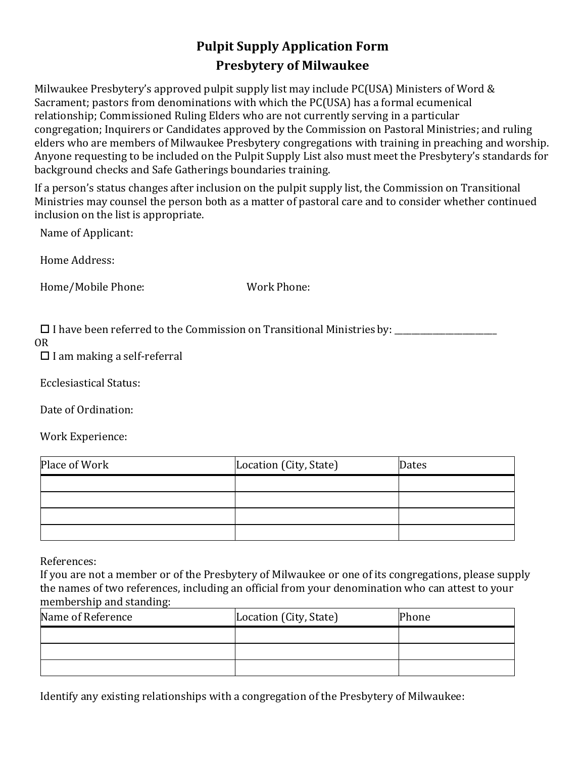# Pulpit Supply Application Form
## Presbytery of Milwaukee

Milwaukee Presbytery's approved pulpit supply list may include PC(USA) Ministers of Word & Sacrament; pastors from denominations with which the PC(USA) has a formal ecumenical relationship; Commissioned Ruling Elders who are not currently serving in a particular congregation; Inquirers or Candidates approved by the Commission on Pastoral Ministries; and ruling elders who are members of Milwaukee Presbytery congregations with training in preaching and worship. Anyone requesting to be included on the Pulpit Supply List also must meet the Presbytery's standards for background checks and Safe Gatherings boundaries training.

If a person's status changes after inclusion on the pulpit supply list, the Commission on Transitional Ministries may counsel the person both as a matter of pastoral care and to consider whether continued inclusion on the list is appropriate.

Name of Applicant:

Home Address:

Home/Mobile Phone: Work Phone:

☐ I have been referred to the Commission on Transitional Ministries by: _______________________

OR

☐ I am making a self-referral

Ecclesiastical Status:

Date of Ordination:

Work Experience:

| Place of Work | Location (City, State) | Dates |
|---|---|---|
| | | |
| | | |
| | | |
| | | |

References:

If you are not a member or of the Presbytery of Milwaukee or one of its congregations, please supply the names of two references, including an official from your denomination who can attest to your membership and standing:

| Name of Reference | Location (City, State) | Phone |
|---|---|---|
| | | |
| | | |
| | | |

Identify any existing relationships with a congregation of the Presbytery of Milwaukee: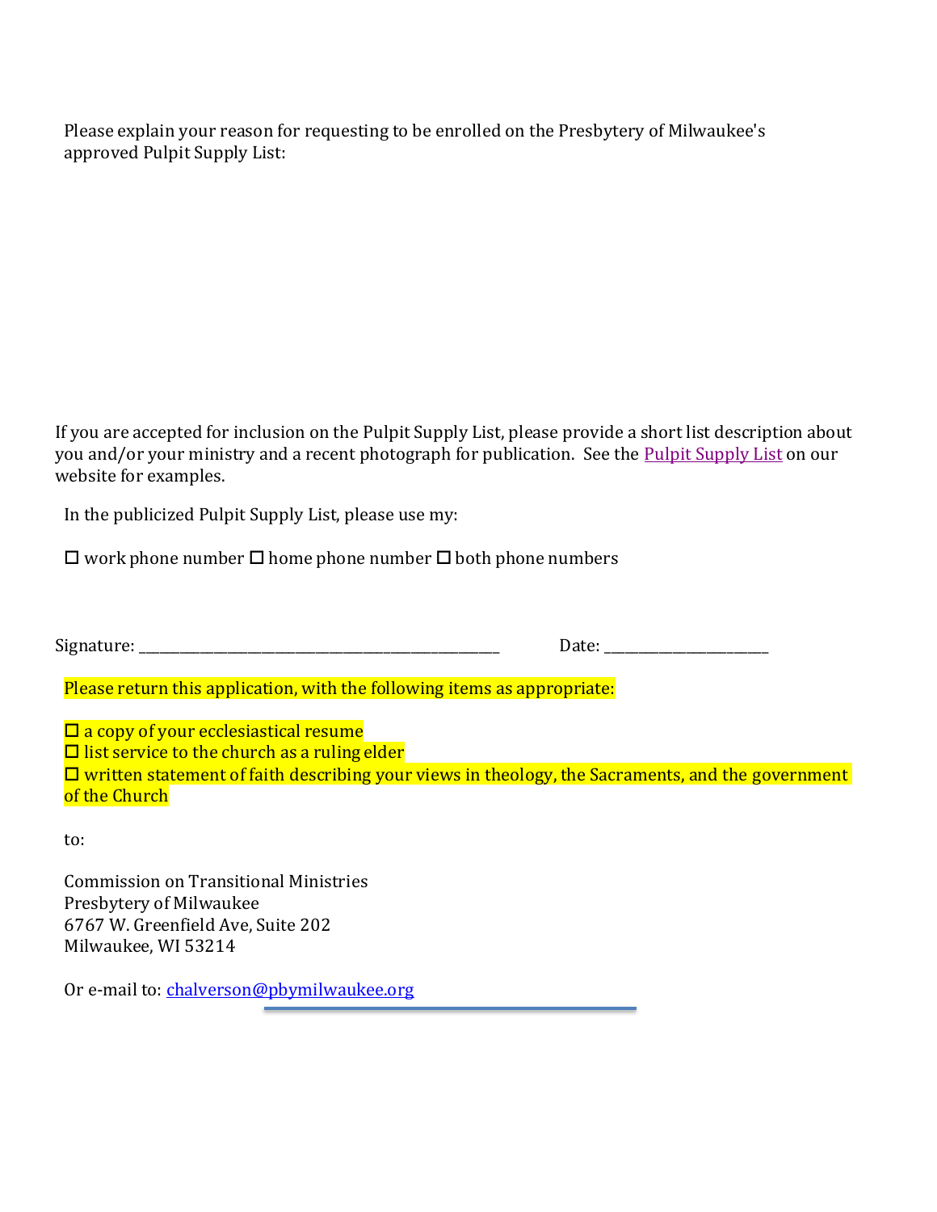Please explain your reason for requesting to be enrolled on the Presbytery of Milwaukee's approved Pulpit Supply List:

If you are accepted for inclusion on the Pulpit Supply List, please provide a short list description about you and/or your ministry and a recent photograph for publication. See the [Pulpit Supply List]() on our website for examples.

In the publicized Pulpit Supply List, please use my:

☐ work phone number ☐ home phone number ☐ both phone numbers

Signature: ______________________________ Date: ______________

Please return this application, with the following items as appropriate:

☐ a copy of your ecclesiastical resume
☐ list service to the church as a ruling elder
☐ written statement of faith describing your views in theology, the Sacraments, and the government of the Church

to:

Commission on Transitional Ministries
Presbytery of Milwaukee
6767 W. Greenfield Ave, Suite 202
Milwaukee, WI 53214

Or e-mail to: chalverson@pbymilwaukee.org